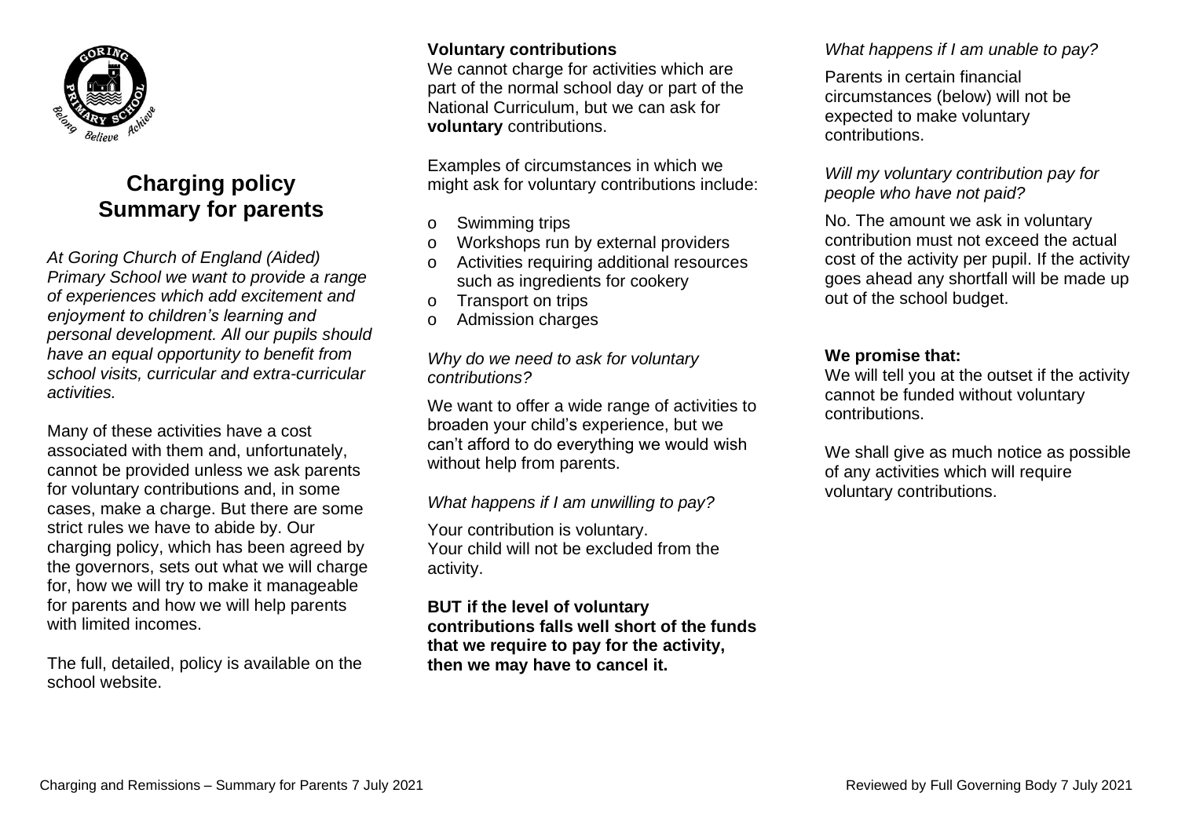# Charging policy
# Summary for parents

*At Goring Church of England (Aided) Primary School we want to provide a range of experiences which add excitement and enjoyment to children's learning and personal development. All our pupils should have an equal opportunity to benefit from school visits, curricular and extra-curricular activities.*

Many of these activities have a cost associated with them and, unfortunately, cannot be provided unless we ask parents for voluntary contributions and, in some cases, make a charge. But there are some strict rules we have to abide by. Our charging policy, which has been agreed by the governors, sets out what we will charge for, how we will try to make it manageable for parents and how we will help parents with limited incomes.

The full, detailed, policy is available on the school website.

**Voluntary contributions**

We cannot charge for activities which are part of the normal school day or part of the National Curriculum, but we can ask for **voluntary** contributions.

Examples of circumstances in which we might ask for voluntary contributions include:

- Swimming trips
- Workshops run by external providers
- Activities requiring additional resources such as ingredients for cookery
- Transport on trips
- Admission charges

*Why do we need to ask for voluntary contributions?*

We want to offer a wide range of activities to broaden your child's experience, but we can't afford to do everything we would wish without help from parents.

*What happens if I am unwilling to pay?*

Your contribution is voluntary.
Your child will not be excluded from the activity.

**BUT if the level of voluntary contributions falls well short of the funds that we require to pay for the activity, then we may have to cancel it.**

*What happens if I am unable to pay?*

Parents in certain financial circumstances (below) will not be expected to make voluntary contributions.

*Will my voluntary contribution pay for people who have not paid?*

No. The amount we ask in voluntary contribution must not exceed the actual cost of the activity per pupil. If the activity goes ahead any shortfall will be made up out of the school budget.

**We promise that:**

We will tell you at the outset if the activity cannot be funded without voluntary contributions.

We shall give as much notice as possible of any activities which will require voluntary contributions.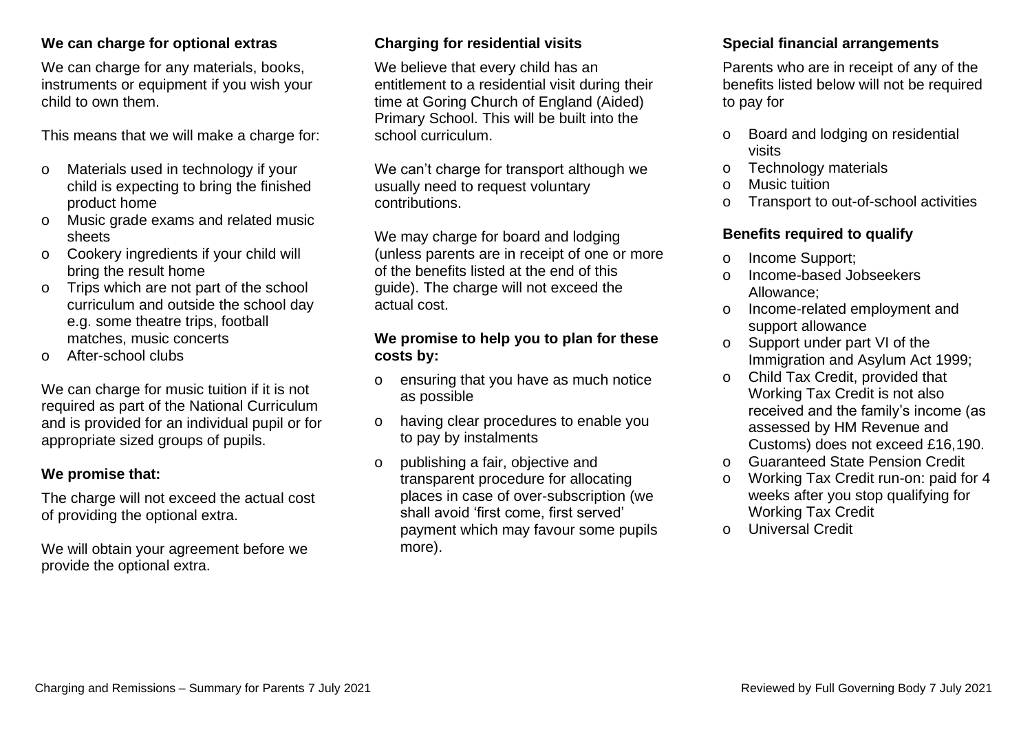### We can charge for optional extras

We can charge for any materials, books, instruments or equipment if you wish your child to own them.

This means that we will make a charge for:

- Materials used in technology if your child is expecting to bring the finished product home
- Music grade exams and related music sheets
- Cookery ingredients if your child will bring the result home
- Trips which are not part of the school curriculum and outside the school day e.g. some theatre trips, football matches, music concerts
- After-school clubs

We can charge for music tuition if it is not required as part of the National Curriculum and is provided for an individual pupil or for appropriate sized groups of pupils.

### We promise that:

The charge will not exceed the actual cost of providing the optional extra.

We will obtain your agreement before we provide the optional extra.

### Charging for residential visits

We believe that every child has an entitlement to a residential visit during their time at Goring Church of England (Aided) Primary School. This will be built into the school curriculum.

We can't charge for transport although we usually need to request voluntary contributions.

We may charge for board and lodging (unless parents are in receipt of one or more of the benefits listed at the end of this guide). The charge will not exceed the actual cost.

### We promise to help you to plan for these costs by:

- ensuring that you have as much notice as possible
- having clear procedures to enable you to pay by instalments
- publishing a fair, objective and transparent procedure for allocating places in case of over-subscription (we shall avoid 'first come, first served' payment which may favour some pupils more).

### Special financial arrangements

Parents who are in receipt of any of the benefits listed below will not be required to pay for

- Board and lodging on residential visits
- Technology materials
- Music tuition
- Transport to out-of-school activities

### Benefits required to qualify

- Income Support;
- Income-based Jobseekers Allowance;
- Income-related employment and support allowance
- Support under part VI of the Immigration and Asylum Act 1999;
- Child Tax Credit, provided that Working Tax Credit is not also received and the family's income (as assessed by HM Revenue and Customs) does not exceed £16,190.
- Guaranteed State Pension Credit
- Working Tax Credit run-on: paid for 4 weeks after you stop qualifying for Working Tax Credit
- Universal Credit